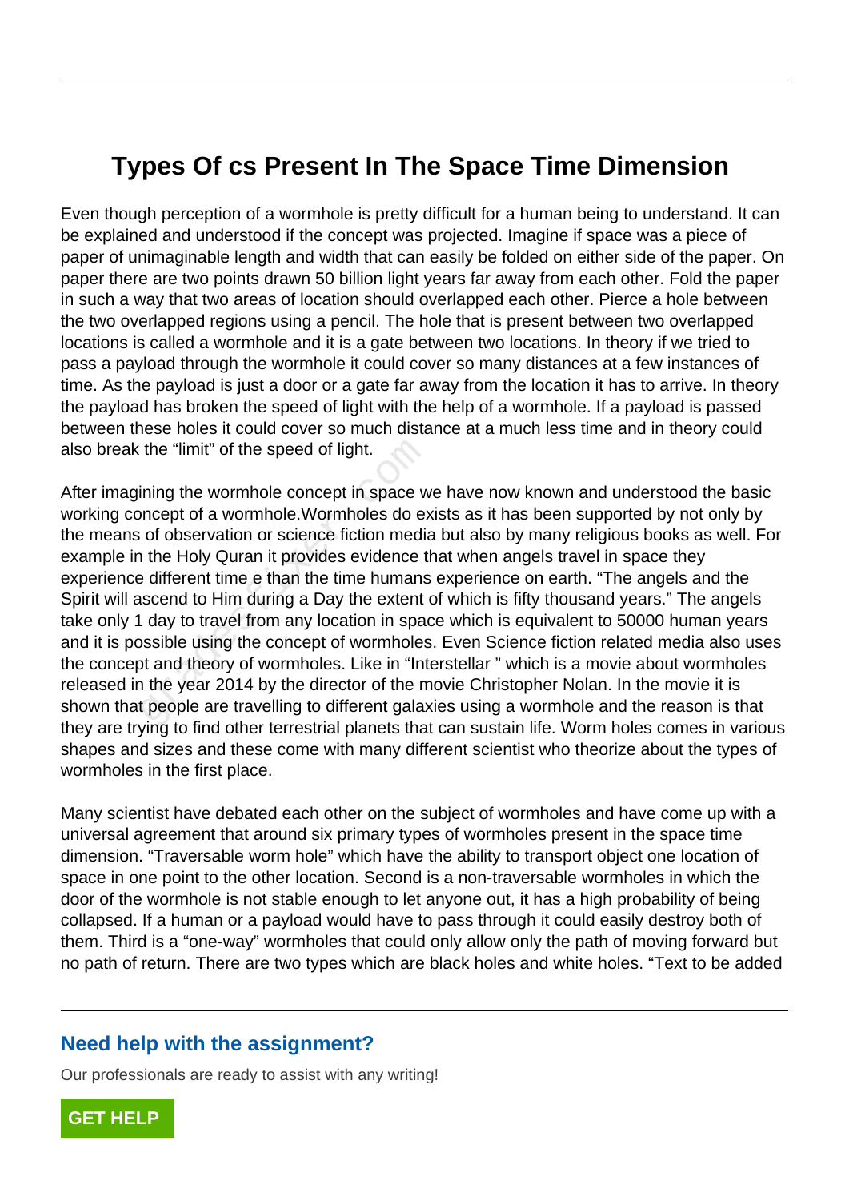# Types Of cs Present In The Space Time Dimension

Even though perception of a wormhole is pretty difficult for a human being to understand. It can be explained and understood if the concept was projected. Imagine if space was a piece of paper of unimaginable length and width that can easily be folded on either side of the paper. On paper there are two points drawn 50 billion light years far away from each other. Fold the paper in such a way that two areas of location should overlapped each other. Pierce a hole between the two overlapped regions using a pencil. The hole that is present between two overlapped locations is called a wormhole and it is a gate between two locations. In theory if we tried to pass a payload through the wormhole it could cover so many distances at a few instances of time. As the payload is just a door or a gate far away from the location it has to arrive. In theory the payload has broken the speed of light with the help of a wormhole. If a payload is passed between these holes it could cover so much distance at a much less time and in theory could also break the "limit" of the speed of light.

After imagining the wormhole concept in space we have now known and understood the basic working concept of a wormhole.Wormholes do exists as it has been supported by not only by the means of observation or science fiction media but also by many religious books as well. For example in the Holy Quran it provides evidence that when angels travel in space they experience different time e than the time humans experience on earth. "The angels and the Spirit will ascend to Him during a Day the extent of which is fifty thousand years." The angels take only 1 day to travel from any location in space which is equivalent to 50000 human years and it is possible using the concept of wormholes. Even Science fiction related media also uses the concept and theory of wormholes. Like in "Interstellar " which is a movie about wormholes released in the year 2014 by the director of the movie Christopher Nolan. In the movie it is shown that people are travelling to different galaxies using a wormhole and the reason is that they are trying to find other terrestrial planets that can sustain life. Worm holes comes in various shapes and sizes and these come with many different scientist who theorize about the types of wormholes in the first place.

Many scientist have debated each other on the subject of wormholes and have come up with a universal agreement that around six primary types of wormholes present in the space time dimension. "Traversable worm hole" which have the ability to transport object one location of space in one point to the other location. Second is a non-traversable wormholes in which the door of the wormhole is not stable enough to let anyone out, it has a high probability of being collapsed. If a human or a payload would have to pass through it could easily destroy both of them. Third is a "one-way" wormholes that could only allow only the path of moving forward but no path of return. There are two types which are black holes and white holes. "Text to be added

## Need help with the assignment?

Our professionals are ready to assist with any writing!

GET HELP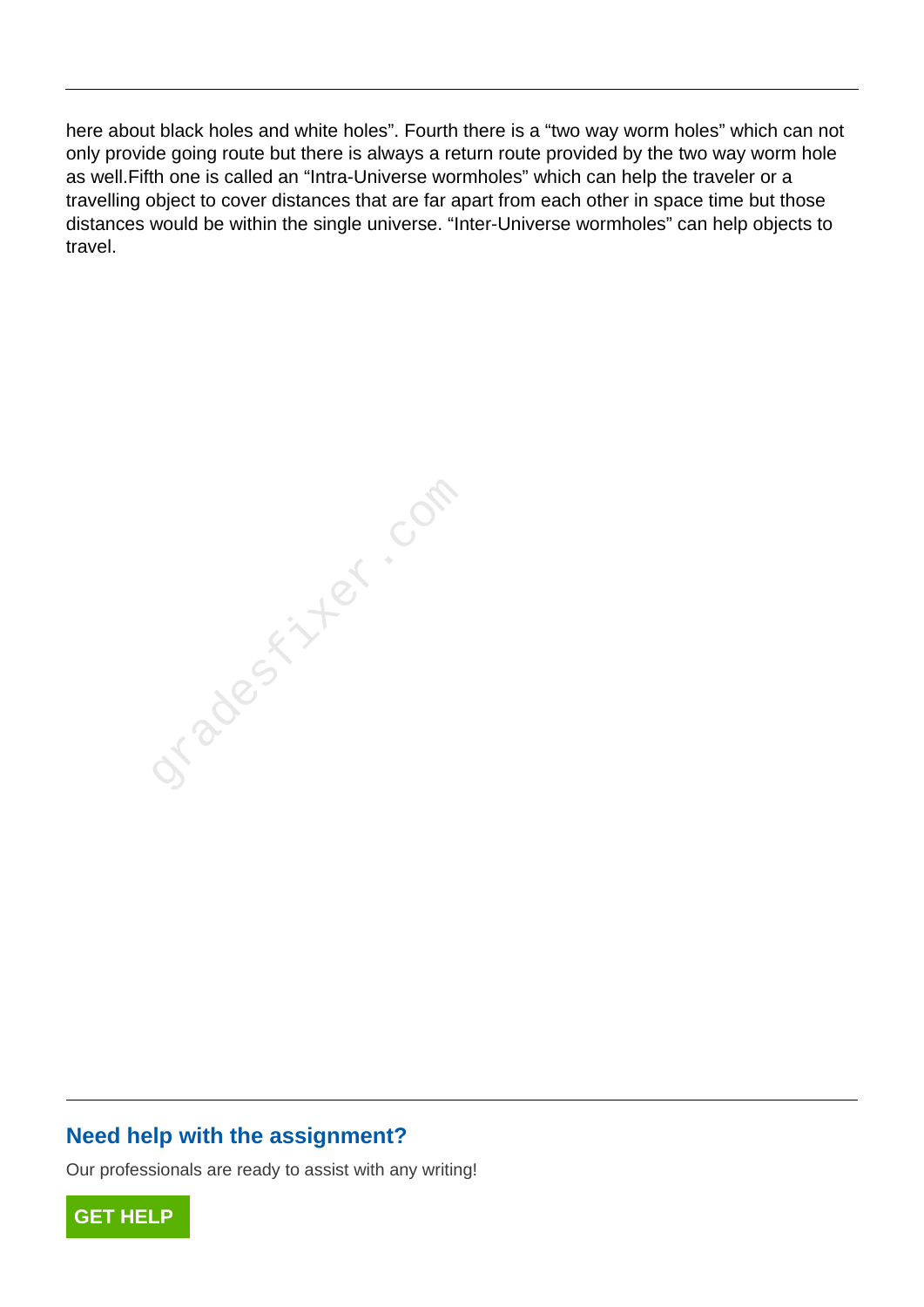here about black holes and white holes". Fourth there is a "two way worm holes" which can not only provide going route but there is always a return route provided by the two way worm hole as well.Fifth one is called an "Intra-Universe wormholes" which can help the traveler or a travelling object to cover distances that are far apart from each other in space time but those distances would be within the single universe. "Inter-Universe wormholes" can help objects to travel.